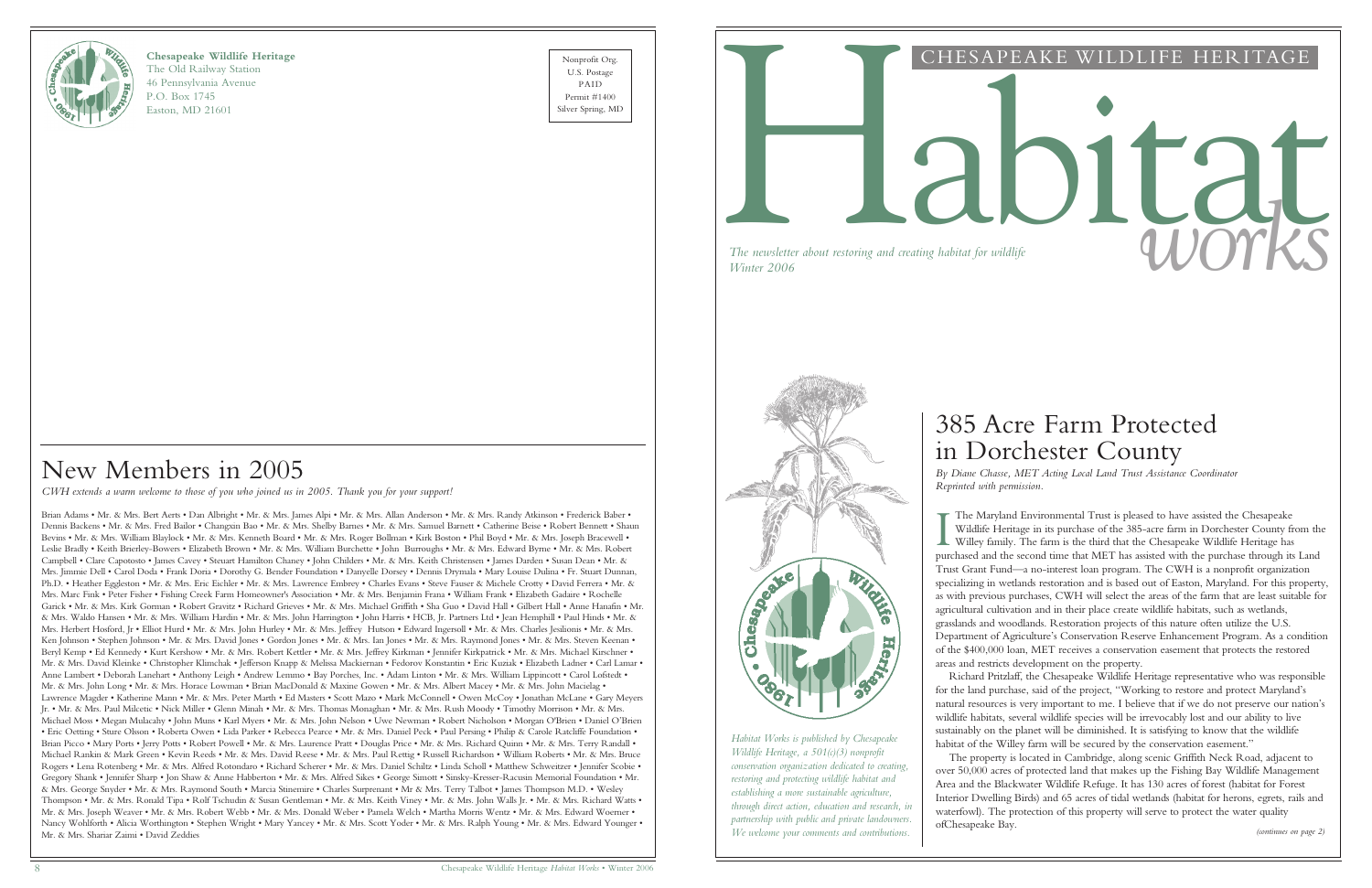**Chesapeake Wildlife Heritage**
The Old Railway Station
46 Pennsylvania Avenue
P.O. Box 1745
Easton, MD 21601

Nonprofit Org.
U.S. Postage
PAID
Permit #1400
Silver Spring, MD

## New Members in 2005

*CWH extends a warm welcome to those of you who joined us in 2005. Thank you for your support!*

Brian Adams • Mr. & Mrs. Bert Aerts • Dan Albright • Mr. & Mrs. James Alpi • Mr. & Mrs. Allan Anderson • Mr. & Mrs. Randy Atkinson • Frederick Baber • Dennis Backens • Mr. & Mrs. Fred Bailor • Changxin Bao • Mr. & Mrs. Shelby Barnes • Mr. & Mrs. Samuel Barnett • Catherine Beise • Robert Bennett • Shaun Bevins • Mr. & Mrs. William Blaylock • Mr. & Mrs. Kenneth Board • Mr. & Mrs. Roger Bollman • Kirk Boston • Phil Boyd • Mr. & Mrs. Joseph Bracewell • Leslie Bradly • Keith Brierley-Bowers • Elizabeth Brown • Mr. & Mrs. William Burchette • John Burroughs • Mr. & Mrs. Edward Byrne • Mr. & Mrs. Robert Campbell • Clare Capotosto • James Cavey • Steuart Hamilton Chaney • John Childers • Mr. & Mrs. Keith Christensen • James Darden • Susan Dean • Mr. & Mrs. Jimmie Dell • Carol Doda • Frank Doria • Dorothy G. Bender Foundation • Danyelle Dorsey • Dennis Drymala • Mary Louise Dulina • Fr. Stuart Dunnan, Ph.D. • Heather Eggleston • Mr. & Mrs. Eric Eichler • Mr. & Mrs. Lawrence Embrey • Charles Evans • Steve Fauser & Michele Crotty • David Ferrera • Mr. & Mrs. Marc Fink • Peter Fisher • Fishing Creek Farm Homeowner's Association • Mr. & Mrs. Benjamin Frana • William Frank • Elizabeth Gadaire • Rochelle Garick • Mr. & Mrs. Kirk Gorman • Robert Gravitz • Richard Grieves • Mr. & Mrs. Michael Griffith • Sha Guo • David Hall • Gilbert Hall • Anne Hanafin • Mr. & Mrs. Waldo Hansen • Mr. & Mrs. William Hardin • Mr. & Mrs. John Harrington • John Harris • HCB, Jr. Partners Ltd • Jean Hemphill • Paul Hinds • Mr. & Mrs. Herbert Hosford, Jr • Elliot Hurd • Mr. & Mrs. John Hurley • Mr. & Mrs. Jeffrey Hutson • Edward Ingersoll • Mr. & Mrs. Charles Jesilionis • Mr. & Mrs. Ken Johnson • Stephen Johnson • Mr. & Mrs. David Jones • Gordon Jones • Mr. & Mrs. Ian Jones • Mr. & Mrs. Raymond Jones • Mr. & Mrs. Steven Keenan • Beryl Kemp • Ed Kennedy • Kurt Kershow • Mr. & Mrs. Robert Kettler • Mr. & Mrs. Jeffrey Kirkman • Jennifer Kirkpatrick • Mr. & Mrs. Michael Kirschner • Mr. & Mrs. David Kleinke • Christopher Klimchak • Jefferson Knapp & Melissa Mackiernan • Fedorov Konstantin • Eric Kuziak • Elizabeth Ladner • Carl Lamar • Anne Lambert • Deborah Lanehart • Anthony Leigh • Andrew Lemmo • Bay Porches, Inc. • Adam Linton • Mr. & Mrs. William Lippincott • Carol Lofstedt • Mr. & Mrs. John Long • Mr. & Mrs. Horace Lowman • Brian MacDonald & Maxine Gowen • Mr. & Mrs. Albert Macey • Mr. & Mrs. John Macielag • Lawrence Magder • Katherine Mann • Mr. & Mrs. Peter Marth • Scott Mazo • Mark McConnell • Owen McCoy • Jonathan McLane • Gary Meyers Jr. • Mr. & Mrs. Paul Milcetic • Nick Miller • Glenn Minah • Mr. & Mrs. Thomas Monaghan • Mr. & Mrs. Rush Moody • Timothy Morrison • Mr. & Mrs. Michael Moss • Megan Mulacahy • John Muns • Karl Myers • Mr. & Mrs. John Nelson • Uwe Newman • Robert Nicholson • Morgan O'Brien • Daniel O'Brien • Eric Oetting • Sture Olsson • Roberta Owen • Lida Parker • Rebecca Pearce • Mr. & Mrs. Daniel Peck • Paul Persing • Philip & Carole Ratcliffe Foundation • Brian Picco • Mary Ports • Jerry Potts • Robert Powell • Mr. & Mrs. Laurence Pratt • Douglas Price • Mr. & Mrs. Richard Quinn • Mr. & Mrs. Terry Randall • Michael Rankin & Mark Green • Kevin Reeds • Mr. & Mrs. David Reese • Mr. & Mrs. Paul Rettig • Russell Richardson • William Roberts • Mr. & Mrs. Bruce Rogers • Lena Rotenberg • Mr. & Mrs. Alfred Rotondaro • Richard Scherer • Mr. & Mrs. Daniel Schiltz • Linda Scholl • Matthew Schweitzer • Jennifer Scobie • Gregory Shank • Jennifer Sharp • Jon Shaw & Anne Habberton • Mr. & Mrs. Alfred Sikes • George Sinnott • Sinsky-Kresser-Racusin Memorial Foundation • Mr. & Mrs. George Snyder • Mr. & Mrs. Raymond South • Marcia Stinemire • Charles Surprenant • Mr & Mrs. Terry Talbot • James Thompson M.D. • Wesley Thompson • Mr. & Mrs. Ronald Tipa • Rolf Tschudin & Susan Gentleman • Mr. & Mrs. Keith Viney • Mr. & Mrs. John Walls Jr. • Mr. & Mrs. Richard Watts • Mr. & Mrs. Joseph Weaver • Mr. & Mrs. Robert Webb • Mr. & Mrs. Donald Weber • Pamela Welch • Martha Morris Wentz • Mr. & Mrs. Edward Woerner • Nancy Wohlforth • Alicia Worthington • Stephen Wright • Mary Yancey • Mr. & Mrs. Scott Yoder • Mr. & Mrs. Ralph Young • Mr. & Mrs. Edward Younger • Mr. & Mrs. Shariar Zaimi • David Zeddies

# CHESAPEAKE WILDLIFE HERITAGE

# Habitat *works*

*The newsletter about restoring and creating habitat for wildlife*
*Winter 2006*

*Habitat Works is published by Chesapeake Wildlife Heritage, a 501(c)(3) nonprofit conservation organization dedicated to creating, restoring and protecting wildlife habitat and establishing a more sustainable agriculture, through direct action, education and research, in partnership with public and private landowners. We welcome your comments and contributions.*

## 385 Acre Farm Protected in Dorchester County

*By Diane Chasse, MET Acting Local Land Trust Assistance Coordinator*
*Reprinted with permission.*

The Maryland Environmental Trust is pleased to have assisted the Chesapeake Wildlife Heritage in its purchase of the 385-acre farm in Dorchester County from the Willey family. The farm is the third that the Chesapeake Wildlife Heritage has purchased and the second time that MET has assisted with the purchase through its Land Trust Grant Fund—a no-interest loan program. The CWH is a nonprofit organization specializing in wetlands restoration and is based out of Easton, Maryland. For this property, as with previous purchases, CWH will select the areas of the farm that are least suitable for agricultural cultivation and in their place create wildlife habitats, such as wetlands, grasslands and woodlands. Restoration projects of this nature often utilize the U.S. Department of Agriculture's Conservation Reserve Enhancement Program. As a condition of the $400,000 loan, MET receives a conservation easement that protects the restored areas and restricts development on the property.

Richard Pritzlaff, the Chesapeake Wildlife Heritage representative who was responsible for the land purchase, said of the project, "Working to restore and protect Maryland's natural resources is very important to me. I believe that if we do not preserve our nation's wildlife habitats, several wildlife species will be irrevocably lost and our ability to live sustainably on the planet will be diminished. It is satisfying to know that the wildlife habitat of the Willey farm will be secured by the conservation easement."

The property is located in Cambridge, along scenic Griffith Neck Road, adjacent to over 50,000 acres of protected land that makes up the Fishing Bay Wildlife Management Area and the Blackwater Wildlife Refuge. It has 130 acres of forest (habitat for Forest Interior Dwelling Birds) and 65 acres of tidal wetlands (habitat for herons, egrets, rails and waterfowl). The protection of this property will serve to protect the water quality ofChesapeake Bay.

*(continues on page 2)*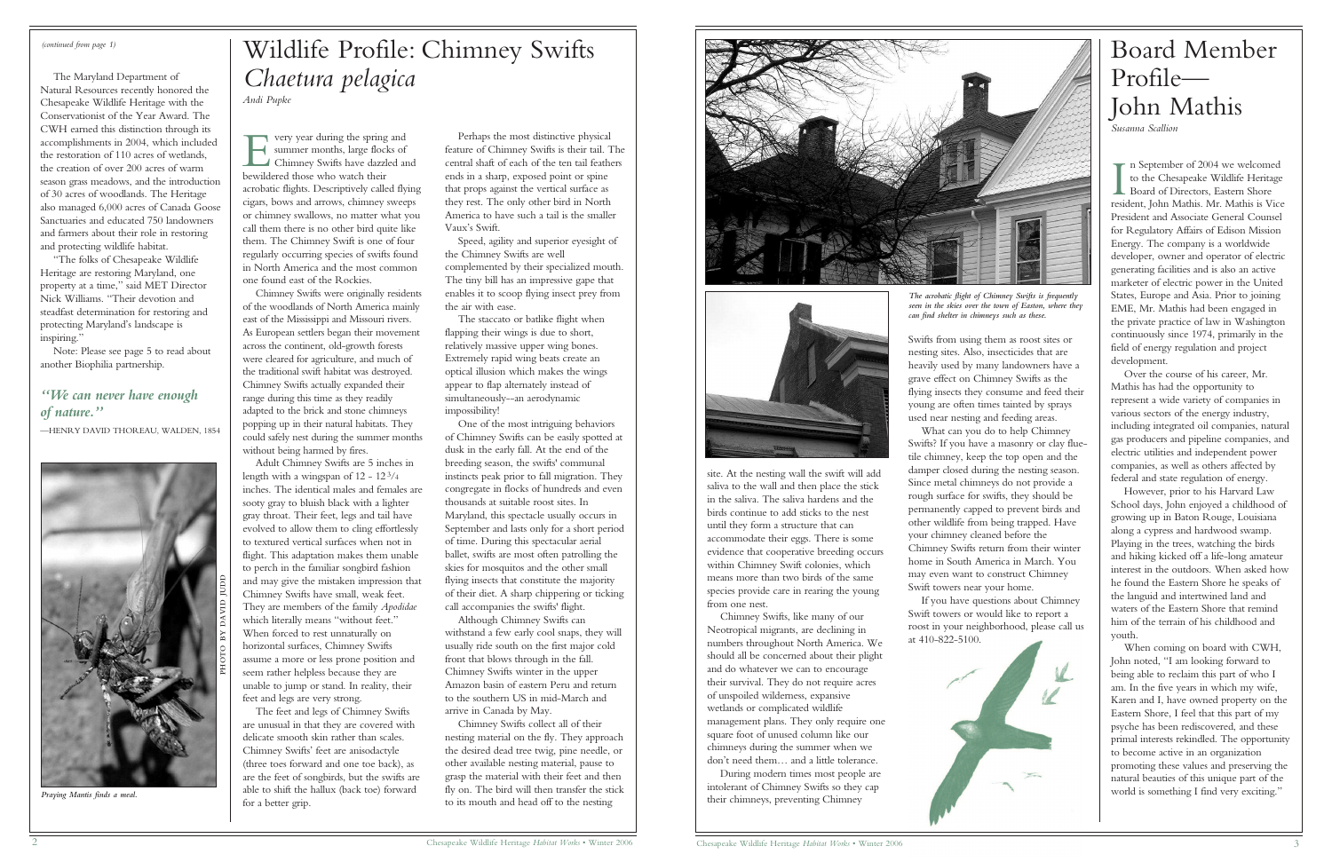*(continued from page 1)*

The Maryland Department of Natural Resources recently honored the Chesapeake Wildlife Heritage with the Conservationist of the Year Award. The CWH earned this distinction through its accomplishments in 2004, which included the restoration of 110 acres of wetlands, the creation of over 200 acres of warm season grass meadows, and the introduction of 30 acres of woodlands. The Heritage also managed 6,000 acres of Canada Goose Sanctuaries and educated 750 landowners and farmers about their role in restoring and protecting wildlife habitat.

"The folks of Chesapeake Wildlife Heritage are restoring Maryland, one property at a time," said MET Director Nick Williams. "Their devotion and steadfast determination for restoring and protecting Maryland's landscape is inspiring."

Note: Please see page 5 to read about another Biophilia partnership.

***"We can never have enough of nature."***

—HENRY DAVID THOREAU, WALDEN, 1854

PHOTO BY DAVID JUDD

*Praying Mantis finds a meal.*

# Wildlife Profile: Chimney Swifts *Chaetura pelagica*

*Andi Pupke*

Every year during the spring and summer months, large flocks of Chimney Swifts have dazzled and bewildered those who watch their acrobatic flights. Descriptively called flying cigars, bows and arrows, chimney sweeps or chimney swallows, no matter what you call them there is no other bird quite like them. The Chimney Swift is one of four regularly occurring species of swifts found in North America and the most common one found east of the Rockies.

Chimney Swifts were originally residents of the woodlands of North America mainly east of the Mississippi and Missouri rivers. As European settlers began their movement across the continent, old-growth forests were cleared for agriculture, and much of the traditional swift habitat was destroyed. Chimney Swifts actually expanded their range during this time as they readily adapted to the brick and stone chimneys popping up in their natural habitats. They could safely nest during the summer months without being harmed by fires.

Adult Chimney Swifts are 5 inches in length with a wingspan of 12 - 12 3/4 inches. The identical males and females are sooty gray to bluish black with a lighter gray throat. Their feet, legs and tail have evolved to allow them to cling effortlessly to textured vertical surfaces when not in flight. This adaptation makes them unable to perch in the familiar songbird fashion and may give the mistaken impression that Chimney Swifts have small, weak feet. They are members of the family *Apodidae* which literally means "without feet." When forced to rest unnaturally on horizontal surfaces, Chimney Swifts assume a more or less prone position and seem rather helpless because they are unable to jump or stand. In reality, their feet and legs are very strong.

The feet and legs of Chimney Swifts are unusual in that they are covered with delicate smooth skin rather than scales. Chimney Swifts' feet are anisodactyle (three toes forward and one toe back), as are the feet of songbirds, but the swifts are able to shift the hallux (back toe) forward for a better grip.

Perhaps the most distinctive physical feature of Chimney Swifts is their tail. The central shaft of each of the ten tail feathers ends in a sharp, exposed point or spine that props against the vertical surface as they rest. The only other bird in North America to have such a tail is the smaller Vaux's Swift.

Speed, agility and superior eyesight of the Chimney Swifts are well complemented by their specialized mouth. The tiny bill has an impressive gape that enables it to scoop flying insect prey from the air with ease.

The staccato or batlike flight when flapping their wings is due to short, relatively massive upper wing bones. Extremely rapid wing beats create an optical illusion which makes the wings appear to flap alternately instead of simultaneously--an aerodynamic impossibility!

One of the most intriguing behaviors of Chimney Swifts can be easily spotted at dusk in the early fall. At the end of the breeding season, the swifts' communal instincts peak prior to fall migration. They congregate in flocks of hundreds and even thousands at suitable roost sites. In Maryland, this spectacle usually occurs in September and lasts only for a short period of time. During this spectacular aerial ballet, swifts are most often patrolling the skies for mosquitos and the other small flying insects that constitute the majority of their diet. A sharp chippering or ticking call accompanies the swifts' flight.

Although Chimney Swifts can withstand a few early cool snaps, they will usually ride south on the first major cold front that blows through in the fall. Chimney Swifts winter in the upper Amazon basin of eastern Peru and return to the southern US in mid-March and arrive in Canada by May.

Chimney Swifts collect all of their nesting material on the fly. They approach the desired dead tree twig, pine needle, or other available nesting material, pause to grasp the material with their feet and then fly on. The bird will then transfer the stick to its mouth and head off to the nesting site. At the nesting wall the swift will add saliva to the wall and then place the stick in the saliva. The saliva hardens and the birds continue to add sticks to the nest until they form a structure that can accommodate their eggs. There is some evidence that cooperative breeding occurs within Chimney Swift colonies, which means more than two birds of the same species provide care in rearing the young from one nest.

Chimney Swifts, like many of our Neotropical migrants, are declining in numbers throughout North America. We should all be concerned about their plight and do whatever we can to encourage their survival. They do not require acres of unspoiled wilderness, expansive wetlands or complicated wildlife management plans. They only require one square foot of unused column like our chimneys during the summer when we don't need them… and a little tolerance.

During modern times most people are intolerant of Chimney Swifts so they cap their chimneys, preventing Chimney Swifts from using them as roost sites or nesting sites. Also, insecticides that are heavily used by many landowners have a grave effect on Chimney Swifts as the flying insects they consume and feed their young are often times tainted by sprays used near nesting and feeding areas.

What can you do to help Chimney Swifts? If you have a masonry or clay flue-tile chimney, keep the top open and the damper closed during the nesting season. Since metal chimneys do not provide a rough surface for swifts, they should be permanently capped to prevent birds and other wildlife from being trapped. Have your chimney cleaned before the Chimney Swifts return from their winter home in South America in March. You may even want to construct Chimney Swift towers near your home.

If you have questions about Chimney Swift towers or would like to report a roost in your neighborhood, please call us at 410-822-5100.

*The acrobatic flight of Chimney Swifts is frequently seen in the skies over the town of Easton, where they can find shelter in chimneys such as these.*

# Board Member Profile— John Mathis

*Susanna Scallion*

In September of 2004 we welcomed to the Chesapeake Wildlife Heritage Board of Directors, Eastern Shore resident, John Mathis. Mr. Mathis is Vice President and Associate General Counsel for Regulatory Affairs of Edison Mission Energy. The company is a worldwide developer, owner and operator of electric generating facilities and is also an active marketer of electric power in the United States, Europe and Asia. Prior to joining EME, Mr. Mathis had been engaged in the private practice of law in Washington continuously since 1974, primarily in the field of energy regulation and project development.

Over the course of his career, Mr. Mathis has had the opportunity to represent a wide variety of companies in various sectors of the energy industry, including integrated oil companies, natural gas producers and pipeline companies, and electric utilities and independent power companies, as well as others affected by federal and state regulation of energy.

However, prior to his Harvard Law School days, John enjoyed a childhood of growing up in Baton Rouge, Louisiana along a cypress and hardwood swamp. Playing in the trees, watching the birds and hiking kicked off a life-long amateur interest in the outdoors. When asked how he found the Eastern Shore he speaks of the languid and intertwined land and waters of the Eastern Shore that remind him of the terrain of his childhood and youth.

When coming on board with CWH, John noted, "I am looking forward to being able to reclaim this part of who I am. In the five years in which my wife, Karen and I, have owned property on the Eastern Shore, I feel that this part of my psyche has been rediscovered, and these primal interests rekindled. The opportunity to become active in an organization promoting these values and preserving the natural beauties of this unique part of the world is something I find very exciting."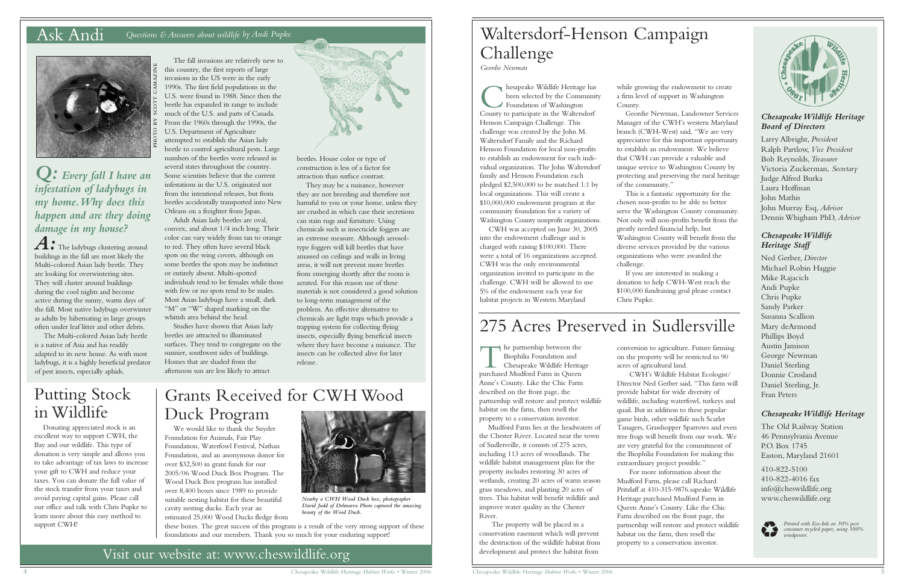# Ask Andi

*Questions & Answers about wildlife by Andi Pupke*

PHOTO BY SCOTT CAMAZINE

***Q:** Every fall I have an infestation of ladybugs in my home. Why does this happen and are they doing damage in my house?*

***A:*** The ladybugs clustering around buildings in the fall are most likely the Multi-colored Asian lady beetle. They are looking for overwintering sites. They will cluster around buildings during the cool nights and become active during the sunny, warm days of the fall. Most native ladybugs overwinter as adults by hibernating in large groups often under leaf litter and other debris.

The Multi-colored Asian lady beetle is a native of Asia and has readily adapted to its new home. As with most ladybugs, it is a highly beneficial predator of pest insects, especially aphids.

The fall invasions are relatively new to this country, the first reports of large invasions in the US were in the early 1990s. The first field populations in the U.S. were found in 1988. Since then the beetle has expanded its range to include much of the U.S. and parts of Canada. From the 1960s through the 1990s, the U.S. Department of Agriculture attempted to establish the Asian lady beetle to control agricultural pests. Large numbers of the beetles were released in several states throughout the country. Some scientists believe that the current infestations in the U.S. originated not from the intentional releases, but from beetles accidentally transported into New Orleans on a freighter from Japan.

Adult Asian lady beetles are oval, convex, and about 1/4 inch long. Their color can vary widely from tan to orange to red. They often have several black spots on the wing covers, although on some beetles the spots may be indistinct or entirely absent. Multi-spotted individuals tend to be females while those with few or no spots tend to be males. Most Asian ladybugs have a small, dark "M" or "W" shaped marking on the whitish area behind the head.

Studies have shown that Asian lady beetles are attracted to illuminated surfaces. They tend to congregate on the sunnier, southwest sides of buildings. Homes that are shaded from the afternoon sun are less likely to attract beetles. House color or type of construction is less of a factor for attraction than surface contrast.

They may be a nuisance, however they are not breeding and therefore not harmful to you or your home, unless they are crushed in which case their secretions can stain rugs and furniture. Using chemicals such as insecticide foggers are an extreme measure. Although aerosol-type foggers will kill beetles that have amassed on ceilings and walls in living areas, it will not prevent more beetles from emerging shortly after the room is aerated. For this reason use of these materials is not considered a good solution to long-term management of the problem. An effective alternative to chemicals are light traps which provide a trapping system for collecting flying insects, especially flying beneficial insects where they have become a nuisance. The insects can be collected alive for later release.

# Putting Stock in Wildlife

Donating appreciated stock is an excellent way to support CWH, the Bay and our wildlife. This type of donation is very simple and allows you to take advantage of tax laws to increase your gift to CWH and reduce your taxes. You can donate the full value of the stock transfer from your taxes and avoid paying capital gains. Please call our office and talk with Chris Pupke to learn more about this easy method to support CWH!

# Grants Received for CWH Wood Duck Program

We would like to thank the Snyder Foundation for Animals, Fair Play Foundation, Waterfowl Festival, Nathan Foundation, and an anonymous donor for over $32,500 in grant funds for our 2005/06 Wood Duck Box Program. The Wood Duck Box program has installed over 8,400 boxes since 1989 to provide suitable nesting habitat for these beautiful cavity nesting ducks. Each year an estimated 25,000 Wood Ducks fledge from these boxes. The great success of this program is a result of the very strong support of these foundations and our members. Thank you so much for your enduring support!

*Nearby a CWH Wood Duck box, photographer David Judd of Delmarva Photo captured the amazing beauty of the Wood Duck.*

## Visit our website at: www.cheswildlife.org

# Waltersdorf-Henson Campaign Challenge

*Geordie Newman*

Chesapeake Wildlife Heritage has been selected by the Community Foundation of Washington County to participate in the Waltersdorf Henson Campaign Challenge. This challenge was created by the John M. Waltersdorf Family and the Richard Henson Foundation for local non-profits to establish an endowment for each individual organization. The John Waltersdorf family and Henson Foundation each pledged $2,500,000 to be matched 1:1 by local organizations. This will create a $10,000,000 endowment program at the community foundation for a variety of Washington County nonprofit organizations.

CWH was accepted on June 30, 2005 into the endowment challenge and is charged with raising $100,000. There were a total of 16 organizations accepted. CWH was the only environmental organization invited to participate in the challenge. CWH will be allowed to use 5% of the endowment each year for habitat projects in Western Maryland while growing the endowment to create a firm level of support in Washington County.

Geordie Newman, Landowner Services Manager of the CWH's western Maryland branch (CWH-West) said, "We are very appreciative for this important opportunity to establish an endowment. We believe that CWH can provide a valuable and unique service to Washington County by protecting and preserving the rural heritage of the community."

This is a fantastic opportunity for the chosen non-profits to be able to better serve the Washington County community. Not only will non-profits benefit from the greatly needed financial help, but Washington County will benefit from the diverse services provided by the various organizations who were awarded the challenge.

If you are interested in making a donation to help CWH-West reach the $100,000 fundraising goal please contact Chris Pupke.

# 275 Acres Preserved in Sudlersville

The partnership between the Biophilia Foundation and Chesapeake Wildlife Heritage purchased Mudford Farm in Queen Anne's County. Like the Chic Farm described on the front page, the partnership will restore and protect wildlife habitat on the farm, then resell the property to a conservation investor.

Mudford Farm lies at the headwaters of the Chester River. Located near the town of Sudlersville, it consists of 275 acres, including 113 acres of woodlands. The wildlife habitat management plan for the property includes restoring 30 acres of wetlands, creating 20 acres of warm season grass meadows, and planting 20 acres of trees. This habitat will benefit wildlife and improve water quality in the Chester River.

The property will be placed in a conservation easement which will prevent the destruction of the wildlife habitat from development and protect the habitat from conversion to agriculture. Future farming on the property will be restricted to 90 acres of agricultural land.

CWH's Wildlife Habitat Ecologist/ Director Ned Gerber said, "This farm will provide habitat for wide diversity of wildlife, including waterfowl, turkeys and quail. But in addition to these popular game birds, other wildlife such Scarlet Tanagers, Grasshopper Sparrows and even tree frogs will benefit from our work. We are very grateful for the commitment of the Biophilia Foundation for making this extraordinary project possible."

For more information about the Mudford Farm, please call Richard Pritzlaff at 410-315-9876.sapeake Wildlife Heritage purchased Mudford Farm in Queen Anne's County. Like the Chic Farm described on the front page, the partnership will restore and protect wildlife habitat on the farm, then resell the property to a conservation investor.

### *Chesapeake Wildlife Heritage Board of Directors*

Larry Albright, *President*
Ralph Partlow, *Vice President*
Bob Reynolds, *Treasurer*
Victoria Zuckerman, *Secretary*
Judge Alfred Burka
Laura Hoffman
John Mathis
John Murray Esq, *Advisor*
Dennis Whigham PhD, *Advisor*

### *Chesapeake Wildlife Heritage Staff*

Ned Gerber, *Director*
Michael Robin Haggie
Mike Rajacich
Andi Pupke
Chris Pupke
Sandy Parker
Susanna Scallion
Mary deArmond
Phillips Boyd
Austin Jamison
George Newman
Daniel Sterling
Donnie Crosland
Daniel Sterling, Jr.
Fran Peters

### *Chesapeake Wildlife Heritage*

The Old Railway Station
46 Pennsylvania Avenue
P.O. Box 1745
Easton, Maryland 21601

410-822-5100
410-822-4016 fax
info@cheswildlife.org
www.cheswildlife.org

*Printed with Eco-Ink on 30% post consumer recycled paper, using 100% windpower.*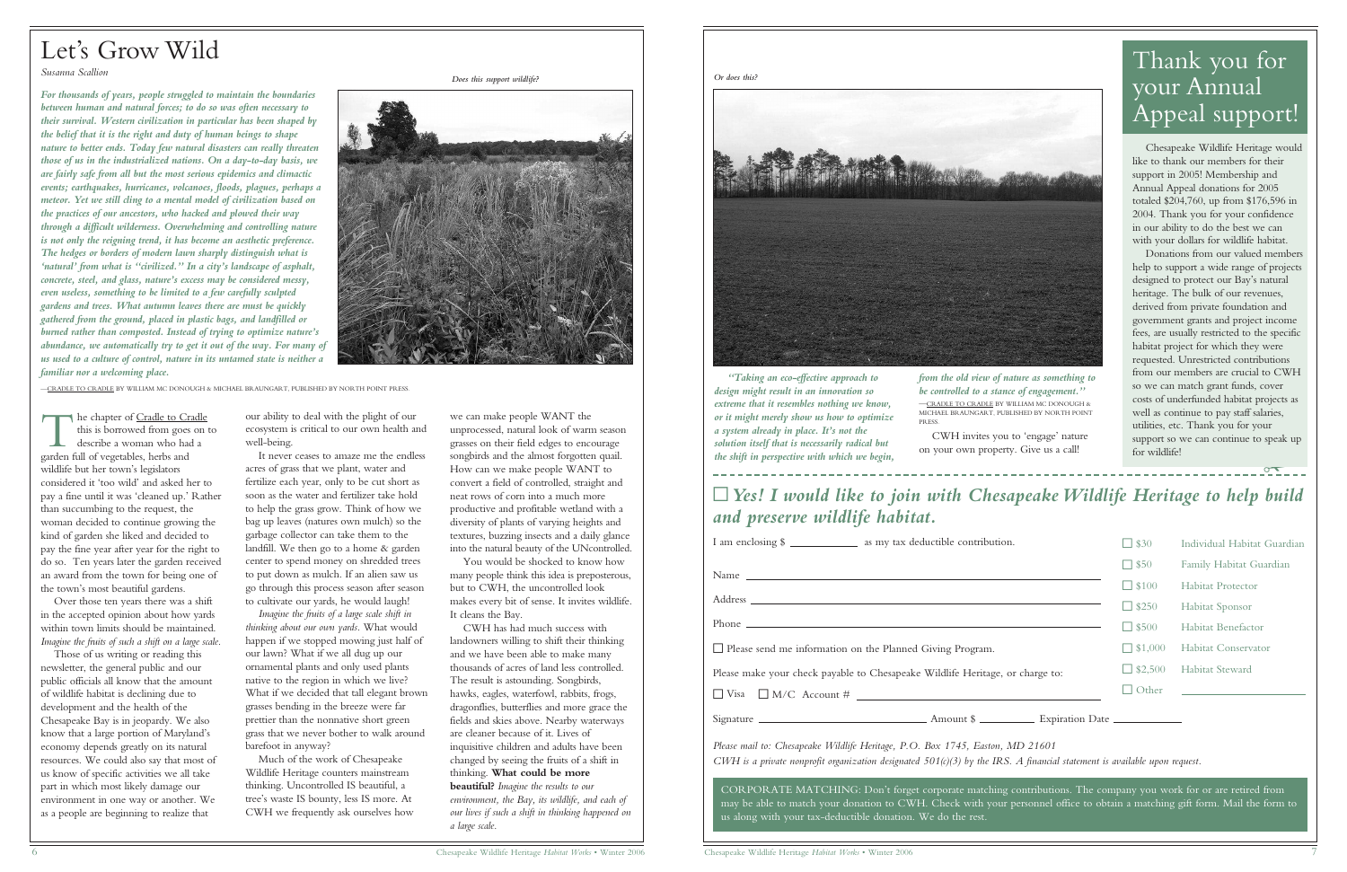# Let's Grow Wild

*Susanna Scallion*

***For thousands of years, people struggled to maintain the boundaries between human and natural forces; to do so was often necessary to their survival. Western civilization in particular has been shaped by the belief that it is the right and duty of human beings to shape nature to better ends. Today few natural disasters can really threaten those of us in the industrialized nations. On a day-to-day basis, we are fairly safe from all but the most serious epidemics and climactic events; earthquakes, hurricanes, volcanoes, floods, plagues, perhaps a meteor. Yet we still cling to a mental model of civilization based on the practices of our ancestors, who hacked and plowed their way through a difficult wilderness. Overwhelming and controlling nature is not only the reigning trend, it has become an aesthetic preference. The hedges or borders of modern lawn sharply distinguish what is 'natural' from what is "civilized." In a city's landscape of asphalt, concrete, steel, and glass, nature's excess may be considered messy, even useless, something to be limited to a few carefully sculpted gardens and trees. What autumn leaves there are must be quickly gathered from the ground, placed in plastic bags, and landfilled or burned rather than composted. Instead of trying to optimize nature's abundance, we automatically try to get it out of the way. For many of us used to a culture of control, nature in its untamed state is neither a familiar nor a welcoming place.***

—CRADLE TO CRADLE BY WILLIAM MC DONOUGH & MICHAEL BRAUNGART, PUBLISHED BY NORTH POINT PRESS.

*Does this support wildlife?*

The chapter of Cradle to Cradle this is borrowed from goes on to describe a woman who had a garden full of vegetables, herbs and wildlife but her town's legislators considered it 'too wild' and asked her to pay a fine until it was 'cleaned up.' Rather than succumbing to the request, the woman decided to continue growing the kind of garden she liked and decided to pay the fine year after year for the right to do so. Ten years later the garden received an award from the town for being one of the town's most beautiful gardens.

Over those ten years there was a shift in the accepted opinion about how yards within town limits should be maintained. *Imagine the fruits of such a shift on a large scale.*

Those of us writing or reading this newsletter, the general public and our public officials all know that the amount of wildlife habitat is declining due to development and the health of the Chesapeake Bay is in jeopardy. We also know that a large portion of Maryland's economy depends greatly on its natural resources. We could also say that most of us know of specific activities we all take part in which most likely damage our environment in one way or another. We as a people are beginning to realize that our ability to deal with the plight of our ecosystem is critical to our own health and well-being.

It never ceases to amaze me the endless acres of grass that we plant, water and fertilize each year, only to be cut short as soon as the water and fertilizer take hold to help the grass grow. Think of how we bag up leaves (natures own mulch) so the garbage collector can take them to the landfill. We then go to a home & garden center to spend money on shredded trees to put down as mulch. If an alien saw us go through this process season after season to cultivate our yards, he would laugh!

*Imagine the fruits of a large scale shift in thinking about our own yards.* What would happen if we stopped mowing just half of our lawn? What if we all dug up our ornamental plants and only used plants native to the region in which we live? What if we decided that tall elegant brown grasses bending in the breeze were far prettier than the nonnative short green grass that we never bother to walk around barefoot in anyway?

Much of the work of Chesapeake Wildlife Heritage counters mainstream thinking. Uncontrolled IS beautiful, a tree's waste IS bounty, less IS more. At CWH we frequently ask ourselves how we can make people WANT the unprocessed, natural look of warm season grasses on their field edges to encourage songbirds and the almost forgotten quail. How can we make people WANT to convert a field of controlled, straight and neat rows of corn into a much more productive and profitable wetland with a diversity of plants of varying heights and textures, buzzing insects and a daily glance into the natural beauty of the UNcontrolled.

You would be shocked to know how many people think this idea is preposterous, but to CWH, the uncontrolled look makes every bit of sense. It invites wildlife. It cleans the Bay.

CWH has had much success with landowners willing to shift their thinking and we have been able to make many thousands of acres of land less controlled. The result is astounding. Songbirds, hawks, eagles, waterfowl, rabbits, frogs, dragonflies, butterflies and more grace the fields and skies above. Nearby waterways are cleaner because of it. Lives of inquisitive children and adults have been changed by seeing the fruits of a shift in thinking. **What could be more beautiful?** *Imagine the results to our environment, the Bay, its wildlife, and each of our lives if such a shift in thinking happened on a large scale.*

*Or does this?*

***"Taking an eco-effective approach to design might result in an innovation so extreme that it resembles nothing we know, or it might merely show us how to optimize a system already in place. It's not the solution itself that is necessarily radical but the shift in perspective with which we begin, from the old view of nature as something to be controlled to a stance of engagement."***

—CRADLE TO CRADLE BY WILLIAM MC DONOUGH & MICHAEL BRAUNGART, PUBLISHED BY NORTH POINT PRESS.

CWH invites you to 'engage' nature on your own property. Give us a call!

## Thank you for your Annual Appeal support!

Chesapeake Wildlife Heritage would like to thank our members for their support in 2005! Membership and Annual Appeal donations for 2005 totaled $204,760, up from $176,596 in 2004. Thank you for your confidence in our ability to do the best we can with your dollars for wildlife habitat.

Donations from our valued members help to support a wide range of projects designed to protect our Bay's natural heritage. The bulk of our revenues, derived from private foundation and government grants and project income fees, are usually restricted to the specific habitat project for which they were requested. Unrestricted contributions from our members are crucial to CWH so we can match grant funds, cover costs of underfunded habitat projects as well as continue to pay staff salaries, utilities, etc. Thank you for your support so we can continue to speak up for wildlife!

## ☐ *Yes! I would like to join with Chesapeake Wildlife Heritage to help build and preserve wildlife habitat.*

I am enclosing $ __________ as my tax deductible contribution.

Name ______________________________

Address ______________________________

Phone ______________________________

☐ Please send me information on the Planned Giving Program.

Please make your check payable to Chesapeake Wildlife Heritage, or charge to:

☐ Visa ☐ M/C Account # ______________________________

Signature ______________ Amount $ __________ Expiration Date __________

- ☐ $30 Individual Habitat Guardian
- ☐ $50 Family Habitat Guardian
- ☐ $100 Habitat Protector
- ☐ $250 Habitat Sponsor
- ☐ $500 Habitat Benefactor
- ☐ $1,000 Habitat Conservator
- ☐ $2,500 Habitat Steward
- ☐ Other __________

*Please mail to: Chesapeake Wildlife Heritage, P.O. Box 1745, Easton, MD 21601*

*CWH is a private nonprofit organization designated 501(c)(3) by the IRS. A financial statement is available upon request.*

CORPORATE MATCHING: Don't forget corporate matching contributions. The company you work for or are retired from may be able to match your donation to CWH. Check with your personnel office to obtain a matching gift form. Mail the form to us along with your tax-deductible donation. We do the rest.